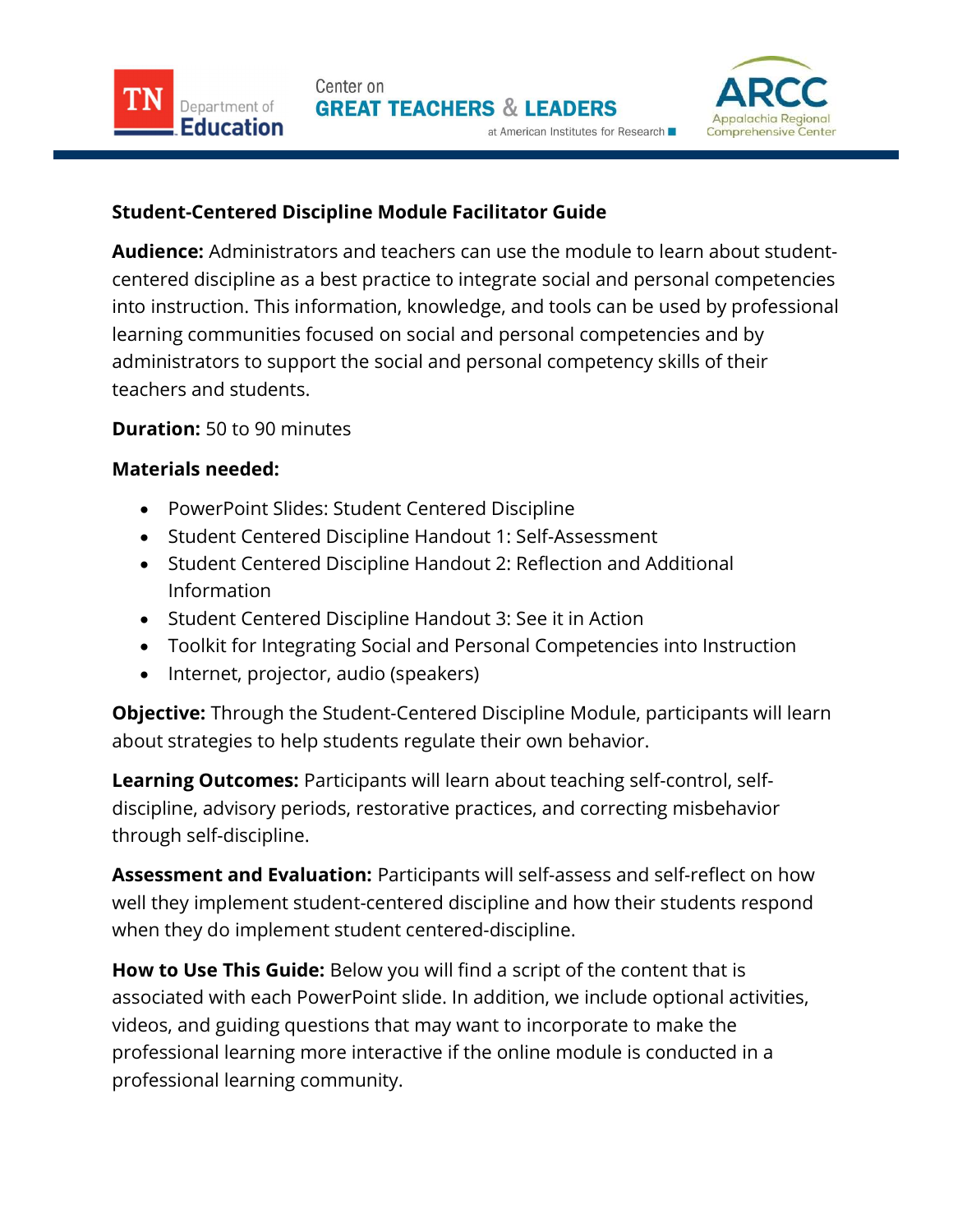# Student-Centered Discipline Module Facilitator Guide

**Audience:** Administrators and teachers can use the module to learn about student-centered discipline as a best practice to integrate social and personal competencies into instruction. This information, knowledge, and tools can be used by professional learning communities focused on social and personal competencies and by administrators to support the social and personal competency skills of their teachers and students.

**Duration:** 50 to 90 minutes

**Materials needed:**

- PowerPoint Slides: Student Centered Discipline
- Student Centered Discipline Handout 1: Self-Assessment
- Student Centered Discipline Handout 2: Reflection and Additional Information
- Student Centered Discipline Handout 3: See it in Action
- Toolkit for Integrating Social and Personal Competencies into Instruction
- Internet, projector, audio (speakers)

**Objective:** Through the Student-Centered Discipline Module, participants will learn about strategies to help students regulate their own behavior.

**Learning Outcomes:** Participants will learn about teaching self-control, self-discipline, advisory periods, restorative practices, and correcting misbehavior through self-discipline.

**Assessment and Evaluation:** Participants will self-assess and self-reflect on how well they implement student-centered discipline and how their students respond when they do implement student centered-discipline.

**How to Use This Guide:** Below you will find a script of the content that is associated with each PowerPoint slide. In addition, we include optional activities, videos, and guiding questions that may want to incorporate to make the professional learning more interactive if the online module is conducted in a professional learning community.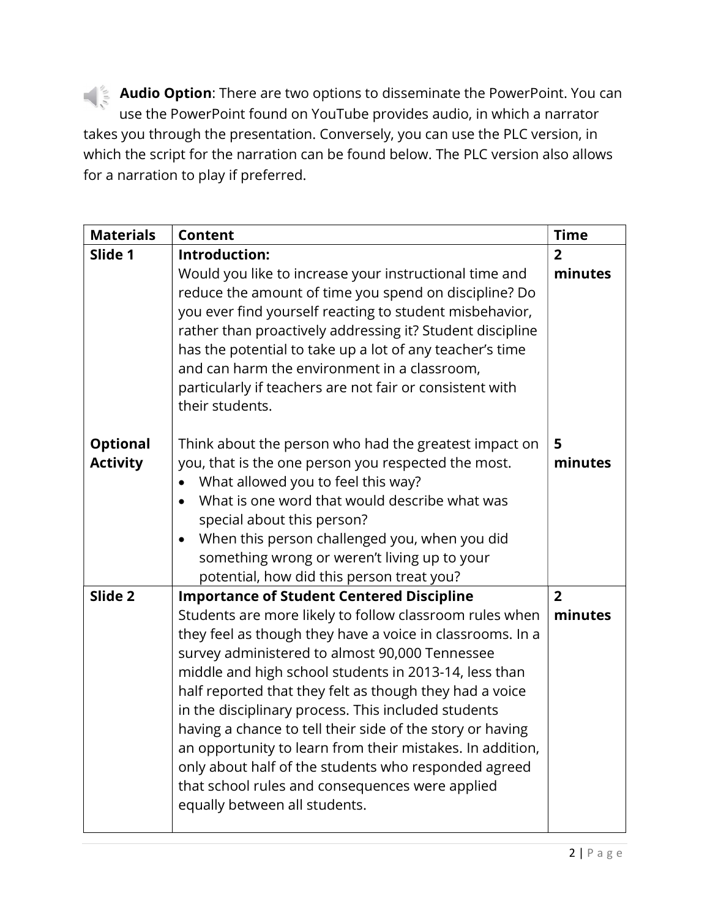**Audio Option**: There are two options to disseminate the PowerPoint. You can use the PowerPoint found on YouTube provides audio, in which a narrator takes you through the presentation. Conversely, you can use the PLC version, in which the script for the narration can be found below. The PLC version also allows for a narration to play if preferred.

| Materials | Content | Time |
|---|---|---|
| **Slide 1** | **Introduction:**<br>Would you like to increase your instructional time and reduce the amount of time you spend on discipline? Do you ever find yourself reacting to student misbehavior, rather than proactively addressing it? Student discipline has the potential to take up a lot of any teacher's time and can harm the environment in a classroom, particularly if teachers are not fair or consistent with their students. | **2 minutes** |
| **Optional Activity** | Think about the person who had the greatest impact on you, that is the one person you respected the most.<br>• What allowed you to feel this way?<br>• What is one word that would describe what was special about this person?<br>• When this person challenged you, when you did something wrong or weren't living up to your potential, how did this person treat you? | **5 minutes** |
| **Slide 2** | **Importance of Student Centered Discipline**<br>Students are more likely to follow classroom rules when they feel as though they have a voice in classrooms. In a survey administered to almost 90,000 Tennessee middle and high school students in 2013-14, less than half reported that they felt as though they had a voice in the disciplinary process. This included students having a chance to tell their side of the story or having an opportunity to learn from their mistakes. In addition, only about half of the students who responded agreed that school rules and consequences were applied equally between all students. | **2 minutes** |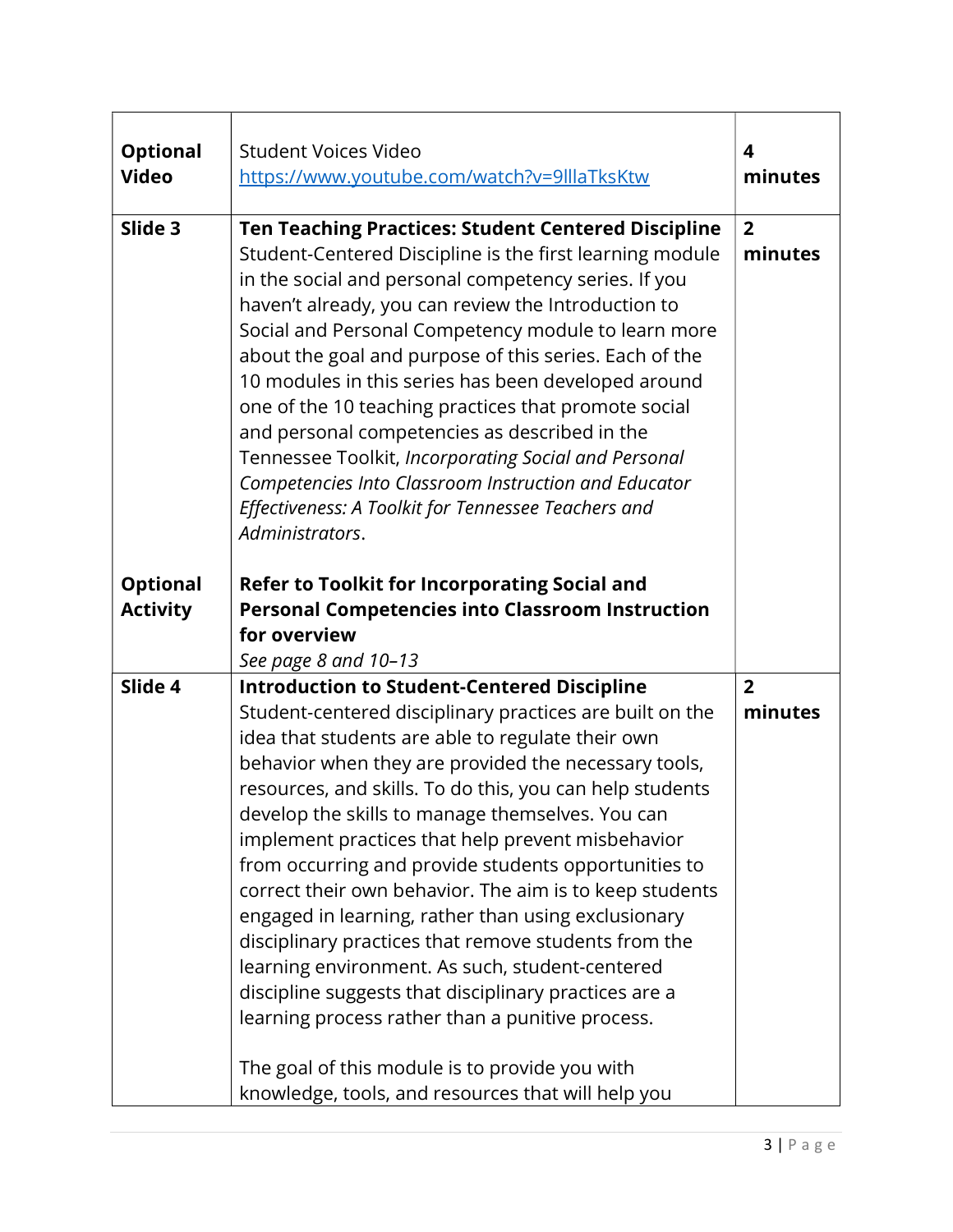| | | |
|---|---|---|
| **Optional Video** | Student Voices Video [https://www.youtube.com/watch?v=9lllaTksKtw](https://www.youtube.com/watch?v=9lllaTksKtw) | **4 minutes** |
| **Slide 3**<br><br>**Optional Activity** | **Ten Teaching Practices: Student Centered Discipline** Student-Centered Discipline is the first learning module in the social and personal competency series. If you haven't already, you can review the Introduction to Social and Personal Competency module to learn more about the goal and purpose of this series. Each of the 10 modules in this series has been developed around one of the 10 teaching practices that promote social and personal competencies as described in the Tennessee Toolkit, *Incorporating Social and Personal Competencies Into Classroom Instruction and Educator Effectiveness: A Toolkit for Tennessee Teachers and Administrators*.<br><br>**Refer to Toolkit for Incorporating Social and Personal Competencies into Classroom Instruction for overview**<br>*See page 8 and 10–13* | **2 minutes** |
| **Slide 4** | **Introduction to Student-Centered Discipline** Student-centered disciplinary practices are built on the idea that students are able to regulate their own behavior when they are provided the necessary tools, resources, and skills. To do this, you can help students develop the skills to manage themselves. You can implement practices that help prevent misbehavior from occurring and provide students opportunities to correct their own behavior. The aim is to keep students engaged in learning, rather than using exclusionary disciplinary practices that remove students from the learning environment. As such, student-centered discipline suggests that disciplinary practices are a learning process rather than a punitive process.<br><br>The goal of this module is to provide you with knowledge, tools, and resources that will help you | **2 minutes** |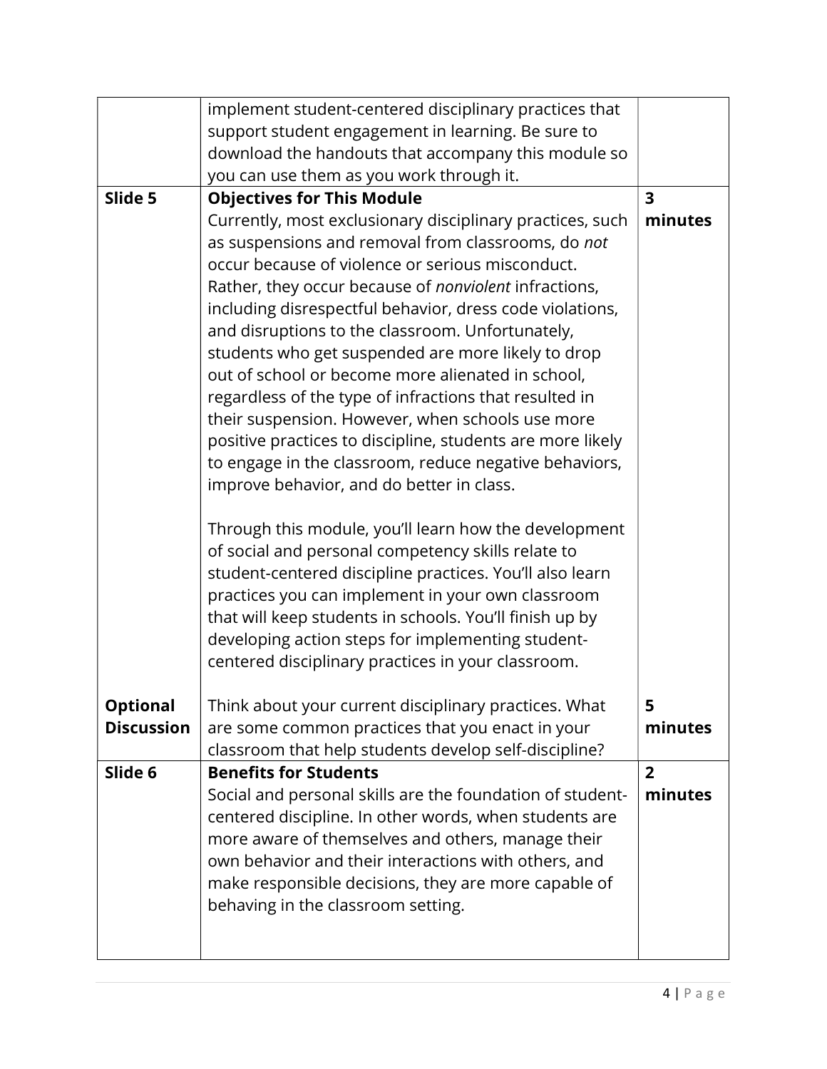| | | |
|---|---|---|
| | implement student-centered disciplinary practices that support student engagement in learning. Be sure to download the handouts that accompany this module so you can use them as you work through it. | |
| **Slide 5** | **Objectives for This Module**<br>Currently, most exclusionary disciplinary practices, such as suspensions and removal from classrooms, do *not* occur because of violence or serious misconduct. Rather, they occur because of *nonviolent* infractions, including disrespectful behavior, dress code violations, and disruptions to the classroom. Unfortunately, students who get suspended are more likely to drop out of school or become more alienated in school, regardless of the type of infractions that resulted in their suspension. However, when schools use more positive practices to discipline, students are more likely to engage in the classroom, reduce negative behaviors, improve behavior, and do better in class.<br><br>Through this module, you'll learn how the development of social and personal competency skills relate to student-centered discipline practices. You'll also learn practices you can implement in your own classroom that will keep students in schools. You'll finish up by developing action steps for implementing student-centered disciplinary practices in your classroom. | **3 minutes** |
| **Optional Discussion** | Think about your current disciplinary practices. What are some common practices that you enact in your classroom that help students develop self-discipline? | **5 minutes** |
| **Slide 6** | **Benefits for Students**<br>Social and personal skills are the foundation of student-centered discipline. In other words, when students are more aware of themselves and others, manage their own behavior and their interactions with others, and make responsible decisions, they are more capable of behaving in the classroom setting. | **2 minutes** |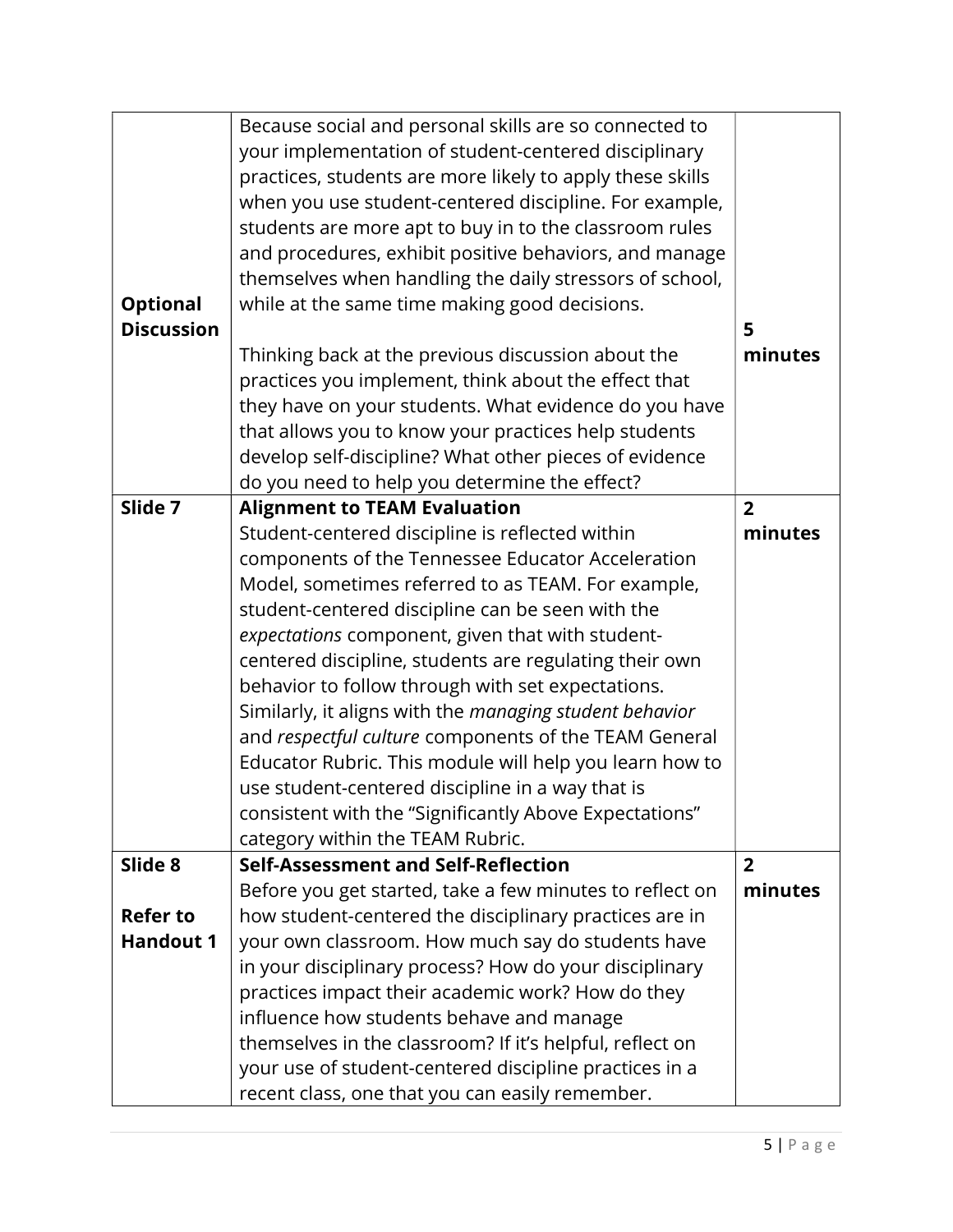| | | |
|---|---|---|
| **Optional Discussion** | Because social and personal skills are so connected to your implementation of student-centered disciplinary practices, students are more likely to apply these skills when you use student-centered discipline. For example, students are more apt to buy in to the classroom rules and procedures, exhibit positive behaviors, and manage themselves when handling the daily stressors of school, while at the same time making good decisions.<br><br>Thinking back at the previous discussion about the practices you implement, think about the effect that they have on your students. What evidence do you have that allows you to know your practices help students develop self-discipline? What other pieces of evidence do you need to help you determine the effect? | **5 minutes** |
| **Slide 7** | **Alignment to TEAM Evaluation**<br>Student-centered discipline is reflected within components of the Tennessee Educator Acceleration Model, sometimes referred to as TEAM. For example, student-centered discipline can be seen with the *expectations* component, given that with student-centered discipline, students are regulating their own behavior to follow through with set expectations. Similarly, it aligns with the *managing student behavior* and *respectful culture* components of the TEAM General Educator Rubric. This module will help you learn how to use student-centered discipline in a way that is consistent with the "Significantly Above Expectations" category within the TEAM Rubric. | **2 minutes** |
| **Slide 8**<br><br>**Refer to Handout 1** | **Self-Assessment and Self-Reflection**<br>Before you get started, take a few minutes to reflect on how student-centered the disciplinary practices are in your own classroom. How much say do students have in your disciplinary process? How do your disciplinary practices impact their academic work? How do they influence how students behave and manage themselves in the classroom? If it's helpful, reflect on your use of student-centered discipline practices in a recent class, one that you can easily remember. | **2 minutes** |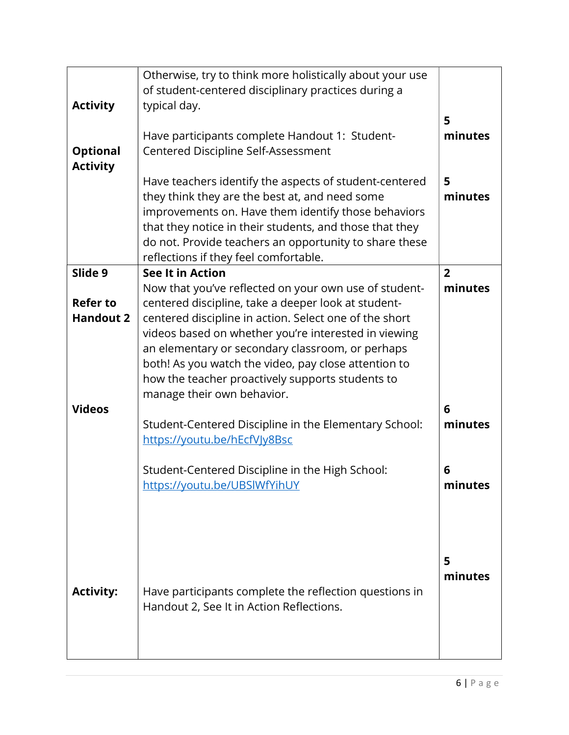| | | |
|---|---|---|
| **Activity**<br><br>**Optional Activity** | Otherwise, try to think more holistically about your use of student-centered disciplinary practices during a typical day.<br><br>Have participants complete Handout 1: Student-Centered Discipline Self-Assessment<br><br>Have teachers identify the aspects of student-centered they think they are the best at, and need some improvements on. Have them identify those behaviors that they notice in their students, and those that they do not. Provide teachers an opportunity to share these reflections if they feel comfortable. | **5 minutes**<br><br>**5 minutes** |
| **Slide 9**<br><br>**Refer to Handout 2**<br><br>**Videos**<br><br>**Activity:** | **See It in Action**<br>Now that you've reflected on your own use of student-centered discipline, take a deeper look at student-centered discipline in action. Select one of the short videos based on whether you're interested in viewing an elementary or secondary classroom, or perhaps both! As you watch the video, pay close attention to how the teacher proactively supports students to manage their own behavior.<br><br>Student-Centered Discipline in the Elementary School: [https://youtu.be/hEcfVJy8Bsc](https://youtu.be/hEcfVJy8Bsc)<br><br>Student-Centered Discipline in the High School: [https://youtu.be/UBSlWfYihUY](https://youtu.be/UBSlWfYihUY)<br><br>Have participants complete the reflection questions in Handout 2, See It in Action Reflections. | **2 minutes**<br><br>**6 minutes**<br><br>**6 minutes**<br><br>**5 minutes** |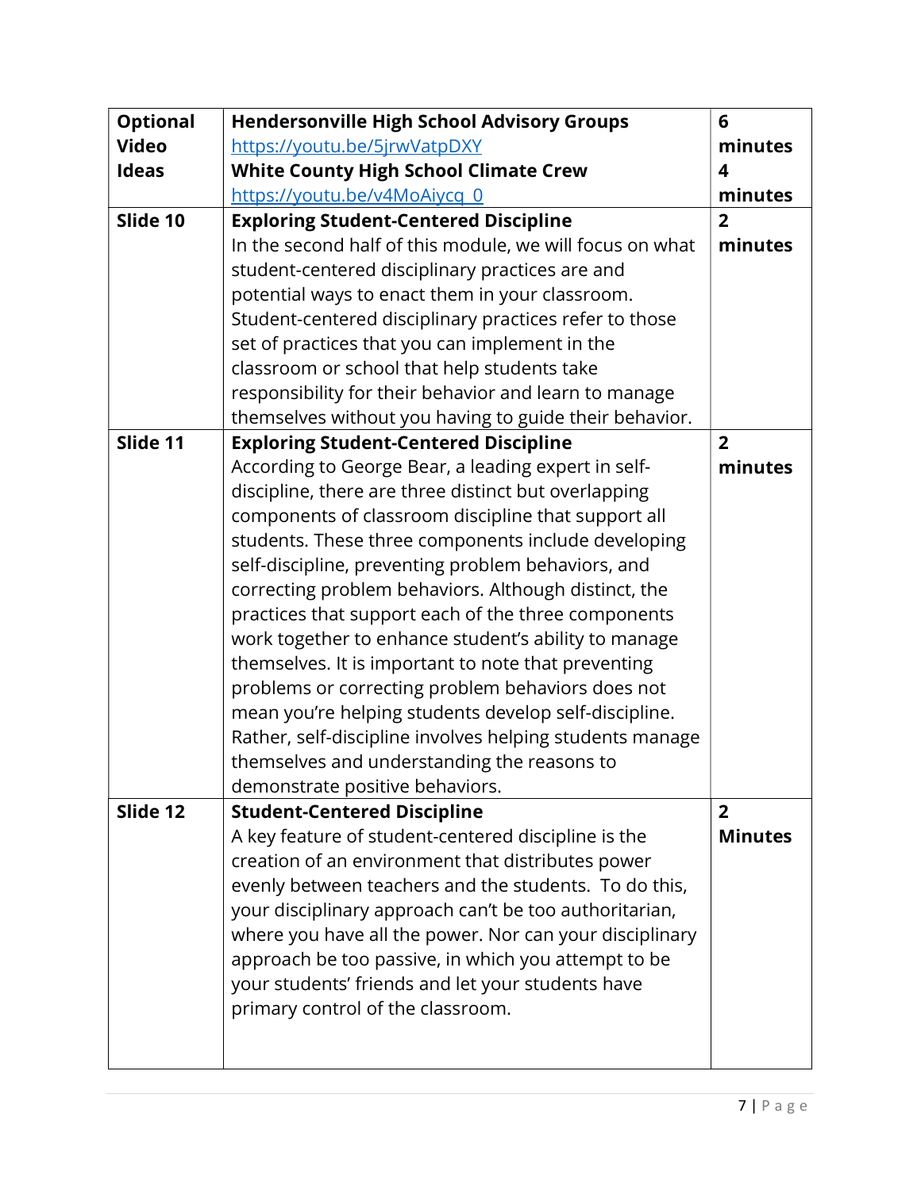| | | |
|---|---|---|
| **Optional Video Ideas** | **Hendersonville High School Advisory Groups** https://youtu.be/5jrwVatpDXY **White County High School Climate Crew** https://youtu.be/v4MoAiycq_0 | **6 minutes** **4 minutes** |
| **Slide 10** | **Exploring Student-Centered Discipline** In the second half of this module, we will focus on what student-centered disciplinary practices are and potential ways to enact them in your classroom. Student-centered disciplinary practices refer to those set of practices that you can implement in the classroom or school that help students take responsibility for their behavior and learn to manage themselves without you having to guide their behavior. | **2 minutes** |
| **Slide 11** | **Exploring Student-Centered Discipline** According to George Bear, a leading expert in self-discipline, there are three distinct but overlapping components of classroom discipline that support all students. These three components include developing self-discipline, preventing problem behaviors, and correcting problem behaviors. Although distinct, the practices that support each of the three components work together to enhance student's ability to manage themselves. It is important to note that preventing problems or correcting problem behaviors does not mean you're helping students develop self-discipline. Rather, self-discipline involves helping students manage themselves and understanding the reasons to demonstrate positive behaviors. | **2 minutes** |
| **Slide 12** | **Student-Centered Discipline** A key feature of student-centered discipline is the creation of an environment that distributes power evenly between teachers and the students. To do this, your disciplinary approach can't be too authoritarian, where you have all the power. Nor can your disciplinary approach be too passive, in which you attempt to be your students' friends and let your students have primary control of the classroom. | **2 Minutes** |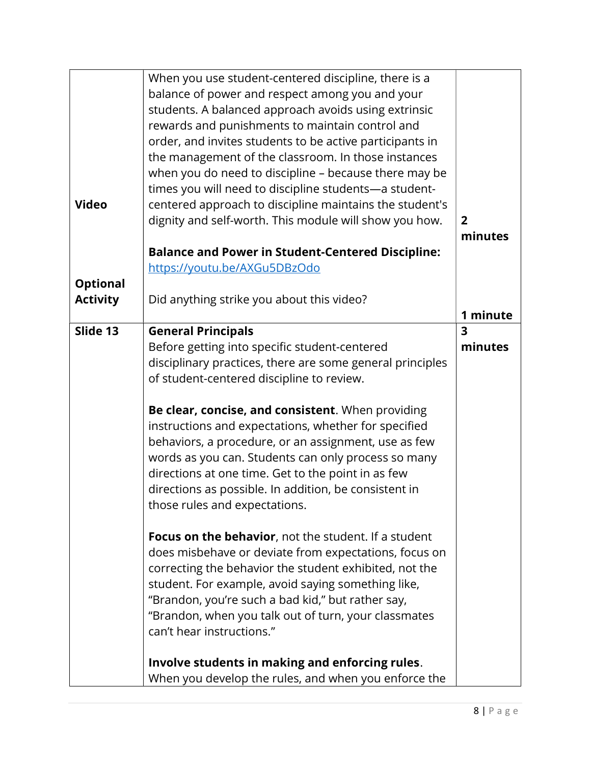| | | |
|---|---|---|
| **Video**<br><br>**Optional Activity** | When you use student-centered discipline, there is a balance of power and respect among you and your students. A balanced approach avoids using extrinsic rewards and punishments to maintain control and order, and invites students to be active participants in the management of the classroom. In those instances when you do need to discipline – because there may be times you will need to discipline students—a student-centered approach to discipline maintains the student's dignity and self-worth. This module will show you how.<br><br>**Balance and Power in Student-Centered Discipline:** https://youtu.be/AXGu5DBzOdo<br><br>Did anything strike you about this video? | **2 minutes**<br><br>**1 minute** |
| **Slide 13** | **General Principals**<br>Before getting into specific student-centered disciplinary practices, there are some general principles of student-centered discipline to review.<br><br>**Be clear, concise, and consistent**. When providing instructions and expectations, whether for specified behaviors, a procedure, or an assignment, use as few words as you can. Students can only process so many directions at one time. Get to the point in as few directions as possible. In addition, be consistent in those rules and expectations.<br><br>**Focus on the behavior**, not the student. If a student does misbehave or deviate from expectations, focus on correcting the behavior the student exhibited, not the student. For example, avoid saying something like, "Brandon, you're such a bad kid," but rather say, "Brandon, when you talk out of turn, your classmates can't hear instructions."<br><br>**Involve students in making and enforcing rules**. When you develop the rules, and when you enforce the | **3 minutes** |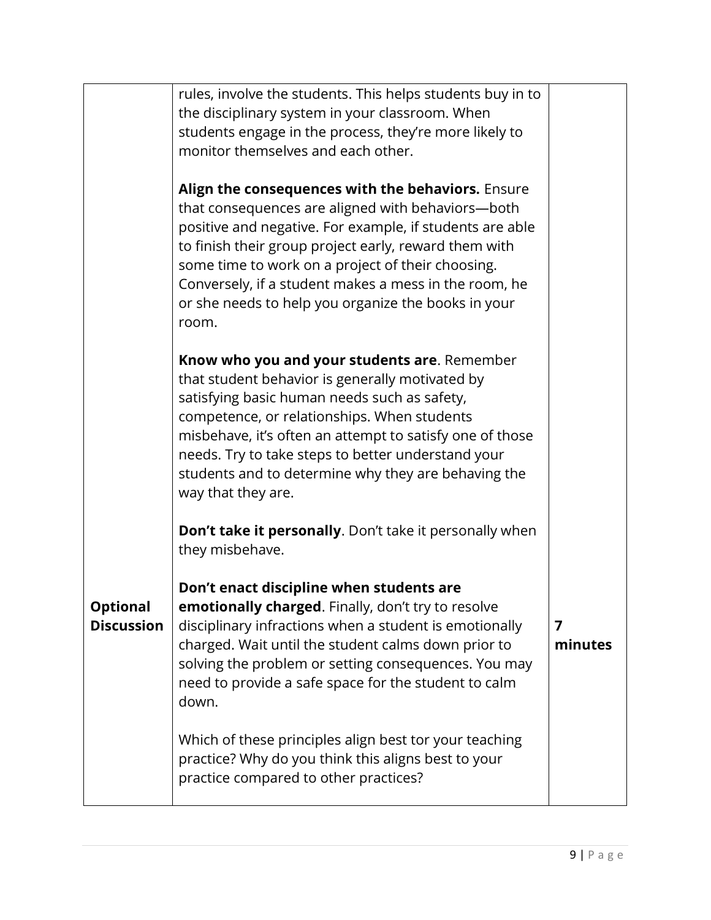| | | |
|---|---|---|
| **Optional Discussion** | rules, involve the students. This helps students buy in to the disciplinary system in your classroom. When students engage in the process, they're more likely to monitor themselves and each other.<br><br>**Align the consequences with the behaviors.** Ensure that consequences are aligned with behaviors—both positive and negative. For example, if students are able to finish their group project early, reward them with some time to work on a project of their choosing. Conversely, if a student makes a mess in the room, he or she needs to help you organize the books in your room.<br><br>**Know who you and your students are**. Remember that student behavior is generally motivated by satisfying basic human needs such as safety, competence, or relationships. When students misbehave, it's often an attempt to satisfy one of those needs. Try to take steps to better understand your students and to determine why they are behaving the way that they are.<br><br>**Don't take it personally**. Don't take it personally when they misbehave.<br><br>**Don't enact discipline when students are emotionally charged**. Finally, don't try to resolve disciplinary infractions when a student is emotionally charged. Wait until the student calms down prior to solving the problem or setting consequences. You may need to provide a safe space for the student to calm down.<br><br>Which of these principles align best tor your teaching practice? Why do you think this aligns best to your practice compared to other practices? | **7 minutes** |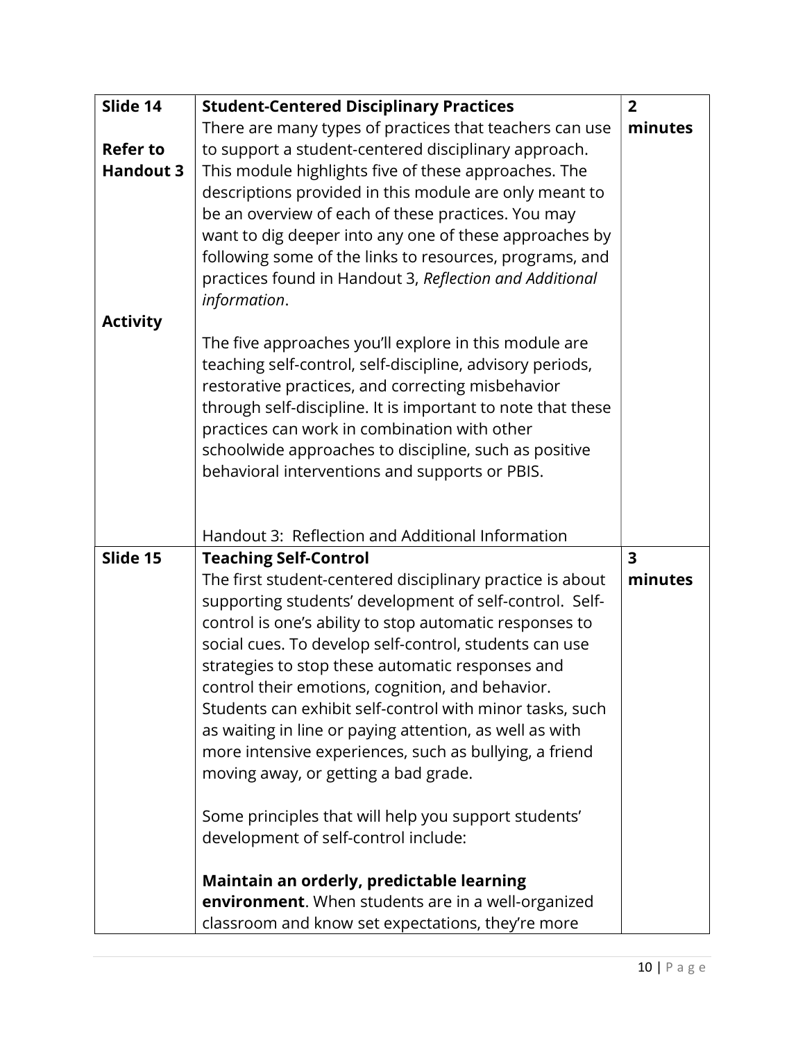| Slide 14<br><br>**Refer to Handout 3**<br><br><br><br><br><br>**Activity** | **Student-Centered Disciplinary Practices**<br>There are many types of practices that teachers can use to support a student-centered disciplinary approach. This module highlights five of these approaches. The descriptions provided in this module are only meant to be an overview of each of these practices. You may want to dig deeper into any one of these approaches by following some of the links to resources, programs, and practices found in Handout 3, *Reflection and Additional information*.<br><br>The five approaches you'll explore in this module are teaching self-control, self-discipline, advisory periods, restorative practices, and correcting misbehavior through self-discipline. It is important to note that these practices can work in combination with other schoolwide approaches to discipline, such as positive behavioral interventions and supports or PBIS.<br><br><br>Handout 3: Reflection and Additional Information | **2 minutes** |
|---|---|---|
| **Slide 15** | **Teaching Self-Control**<br>The first student-centered disciplinary practice is about supporting students' development of self-control. Self-control is one's ability to stop automatic responses to social cues. To develop self-control, students can use strategies to stop these automatic responses and control their emotions, cognition, and behavior. Students can exhibit self-control with minor tasks, such as waiting in line or paying attention, as well as with more intensive experiences, such as bullying, a friend moving away, or getting a bad grade.<br><br>Some principles that will help you support students' development of self-control include:<br><br>**Maintain an orderly, predictable learning environment**. When students are in a well-organized classroom and know set expectations, they're more | **3 minutes** |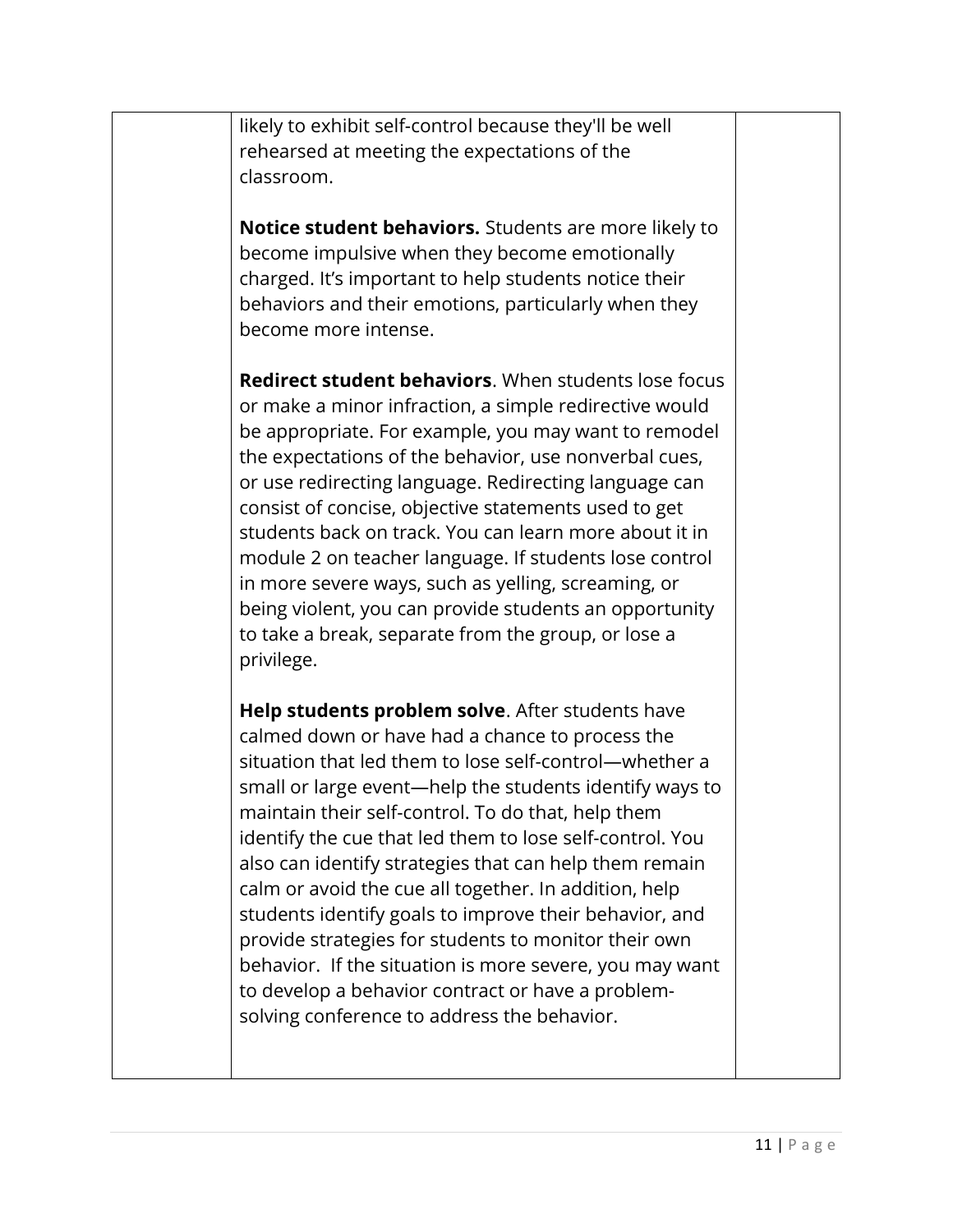| | likely to exhibit self-control because they'll be well rehearsed at meeting the expectations of the classroom.<br><br>**Notice student behaviors.** Students are more likely to become impulsive when they become emotionally charged. It's important to help students notice their behaviors and their emotions, particularly when they become more intense.<br><br>**Redirect student behaviors**. When students lose focus or make a minor infraction, a simple redirective would be appropriate. For example, you may want to remodel the expectations of the behavior, use nonverbal cues, or use redirecting language. Redirecting language can consist of concise, objective statements used to get students back on track. You can learn more about it in module 2 on teacher language. If students lose control in more severe ways, such as yelling, screaming, or being violent, you can provide students an opportunity to take a break, separate from the group, or lose a privilege.<br><br>**Help students problem solve**. After students have calmed down or have had a chance to process the situation that led them to lose self-control—whether a small or large event—help the students identify ways to maintain their self-control. To do that, help them identify the cue that led them to lose self-control. You also can identify strategies that can help them remain calm or avoid the cue all together. In addition, help students identify goals to improve their behavior, and provide strategies for students to monitor their own behavior. If the situation is more severe, you may want to develop a behavior contract or have a problem-solving conference to address the behavior. | |
|---|---|---|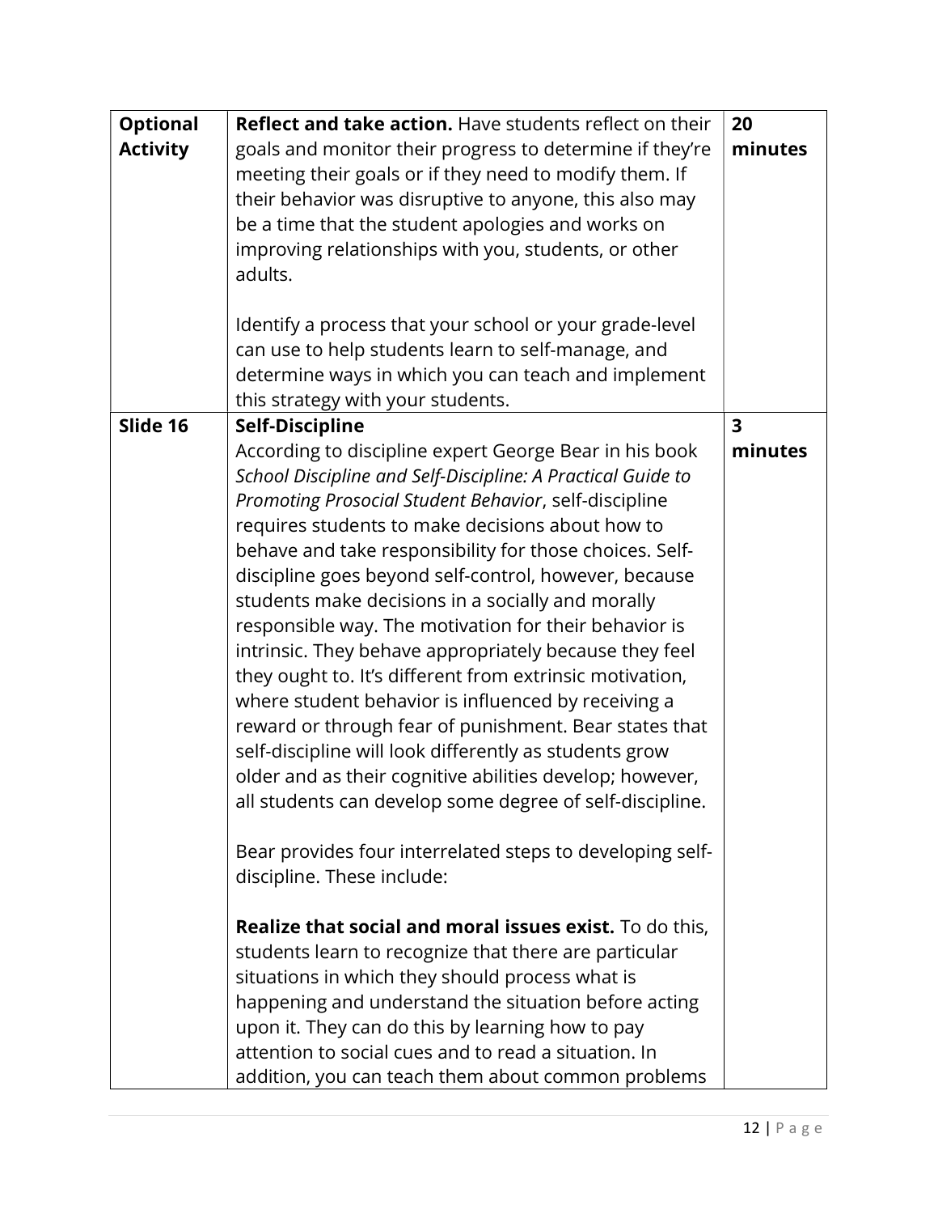| | | |
|---|---|---|
| **Optional Activity** | **Reflect and take action.** Have students reflect on their goals and monitor their progress to determine if they're meeting their goals or if they need to modify them. If their behavior was disruptive to anyone, this also may be a time that the student apologies and works on improving relationships with you, students, or other adults.<br><br>Identify a process that your school or your grade-level can use to help students learn to self-manage, and determine ways in which you can teach and implement this strategy with your students. | **20 minutes** |
| **Slide 16** | **Self-Discipline**<br>According to discipline expert George Bear in his book *School Discipline and Self-Discipline: A Practical Guide to Promoting Prosocial Student Behavior*, self-discipline requires students to make decisions about how to behave and take responsibility for those choices. Self-discipline goes beyond self-control, however, because students make decisions in a socially and morally responsible way. The motivation for their behavior is intrinsic. They behave appropriately because they feel they ought to. It's different from extrinsic motivation, where student behavior is influenced by receiving a reward or through fear of punishment. Bear states that self-discipline will look differently as students grow older and as their cognitive abilities develop; however, all students can develop some degree of self-discipline.<br><br>Bear provides four interrelated steps to developing self-discipline. These include:<br><br>**Realize that social and moral issues exist.** To do this, students learn to recognize that there are particular situations in which they should process what is happening and understand the situation before acting upon it. They can do this by learning how to pay attention to social cues and to read a situation. In addition, you can teach them about common problems | **3 minutes** |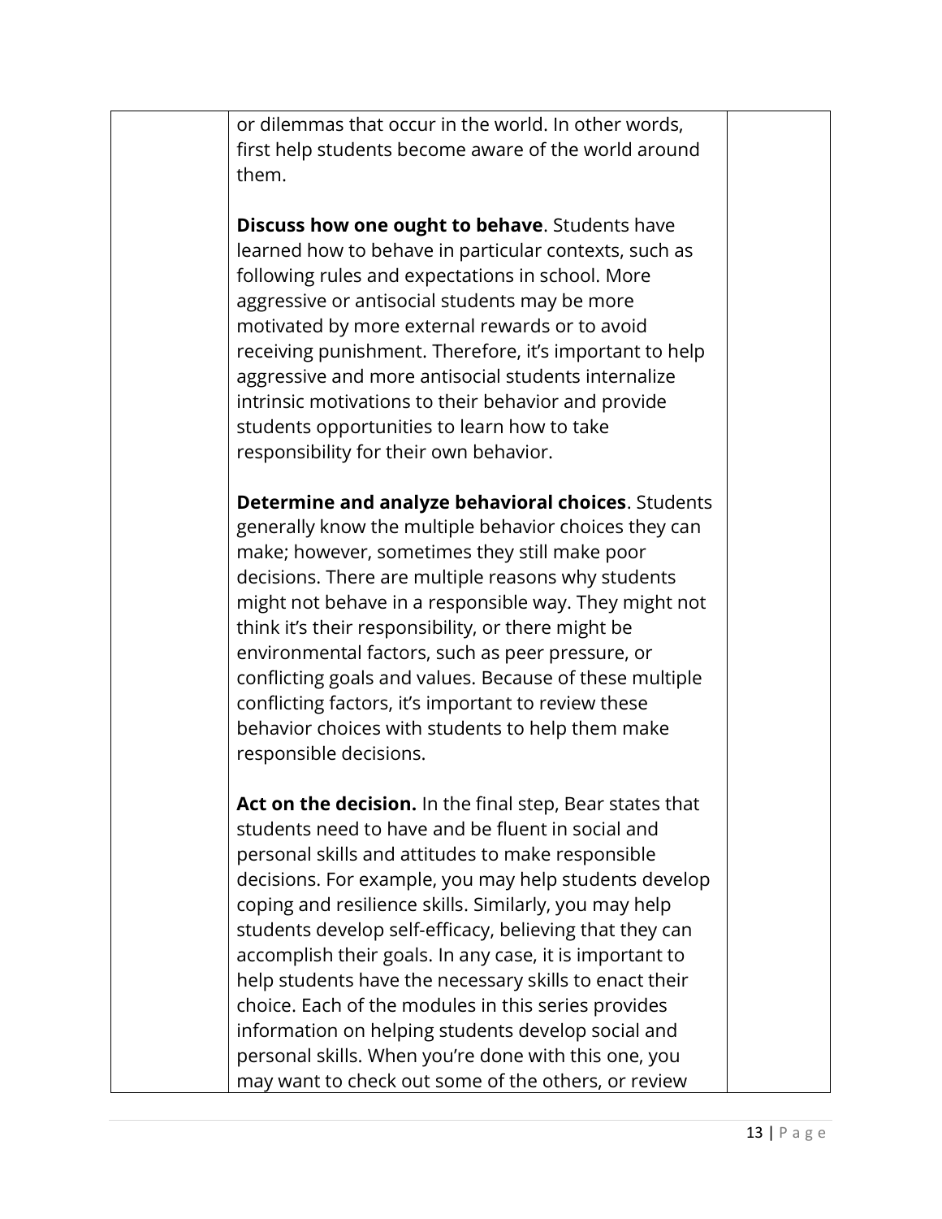| | or dilemmas that occur in the world. In other words, first help students become aware of the world around them.<br><br>**Discuss how one ought to behave**. Students have learned how to behave in particular contexts, such as following rules and expectations in school. More aggressive or antisocial students may be more motivated by more external rewards or to avoid receiving punishment. Therefore, it's important to help aggressive and more antisocial students internalize intrinsic motivations to their behavior and provide students opportunities to learn how to take responsibility for their own behavior.<br><br>**Determine and analyze behavioral choices**. Students generally know the multiple behavior choices they can make; however, sometimes they still make poor decisions. There are multiple reasons why students might not behave in a responsible way. They might not think it's their responsibility, or there might be environmental factors, such as peer pressure, or conflicting goals and values. Because of these multiple conflicting factors, it's important to review these behavior choices with students to help them make responsible decisions.<br><br>**Act on the decision.** In the final step, Bear states that students need to have and be fluent in social and personal skills and attitudes to make responsible decisions. For example, you may help students develop coping and resilience skills. Similarly, you may help students develop self-efficacy, believing that they can accomplish their goals. In any case, it is important to help students have the necessary skills to enact their choice. Each of the modules in this series provides information on helping students develop social and personal skills. When you're done with this one, you may want to check out some of the others, or review | |
|---|---|---|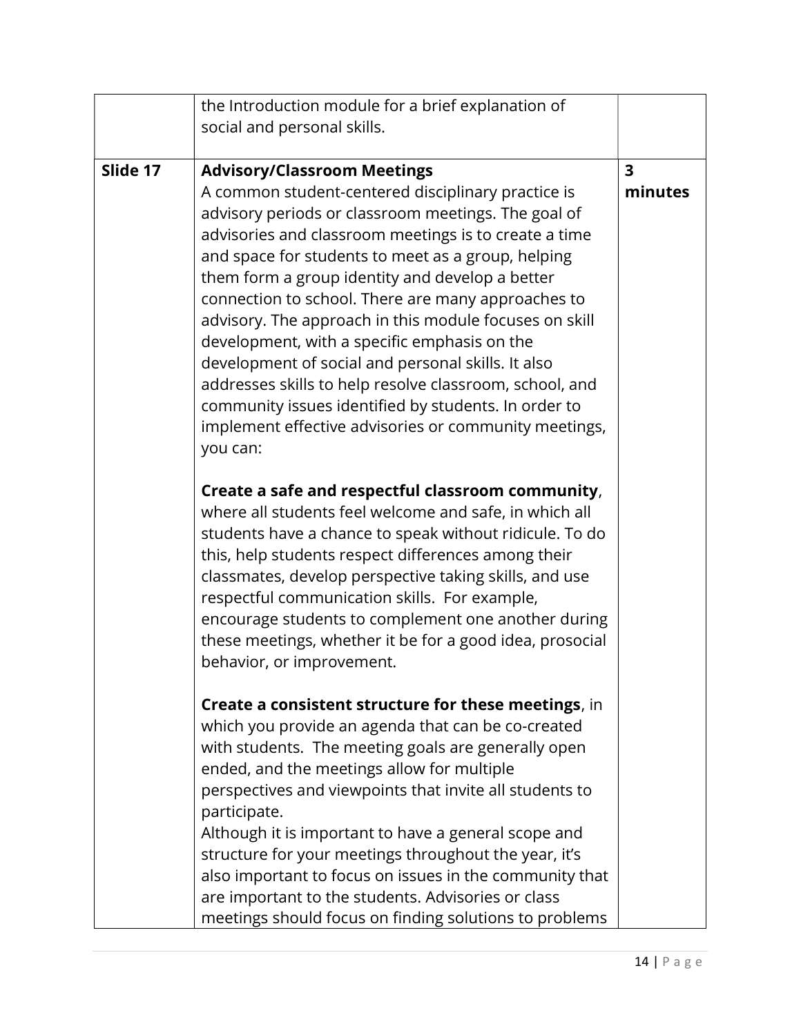| | | |
|---|---|---|
| | the Introduction module for a brief explanation of social and personal skills. | |
| **Slide 17** | **Advisory/Classroom Meetings**<br>A common student-centered disciplinary practice is advisory periods or classroom meetings. The goal of advisories and classroom meetings is to create a time and space for students to meet as a group, helping them form a group identity and develop a better connection to school. There are many approaches to advisory. The approach in this module focuses on skill development, with a specific emphasis on the development of social and personal skills. It also addresses skills to help resolve classroom, school, and community issues identified by students. In order to implement effective advisories or community meetings, you can:<br><br>**Create a safe and respectful classroom community**, where all students feel welcome and safe, in which all students have a chance to speak without ridicule. To do this, help students respect differences among their classmates, develop perspective taking skills, and use respectful communication skills. For example, encourage students to complement one another during these meetings, whether it be for a good idea, prosocial behavior, or improvement.<br><br>**Create a consistent structure for these meetings**, in which you provide an agenda that can be co-created with students. The meeting goals are generally open ended, and the meetings allow for multiple perspectives and viewpoints that invite all students to participate.<br>Although it is important to have a general scope and structure for your meetings throughout the year, it's also important to focus on issues in the community that are important to the students. Advisories or class meetings should focus on finding solutions to problems | **3 minutes** |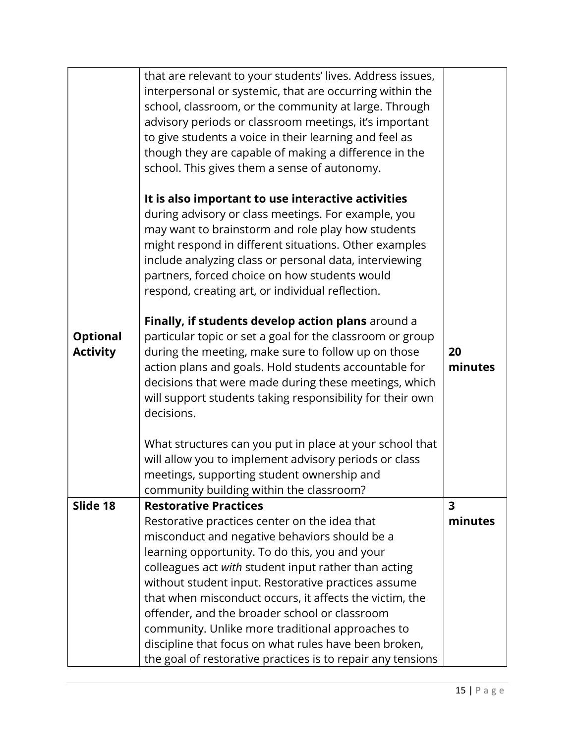| | | |
|---|---|---|
| **Optional Activity** | that are relevant to your students' lives. Address issues, interpersonal or systemic, that are occurring within the school, classroom, or the community at large. Through advisory periods or classroom meetings, it's important to give students a voice in their learning and feel as though they are capable of making a difference in the school. This gives them a sense of autonomy.<br><br>**It is also important to use interactive activities** during advisory or class meetings. For example, you may want to brainstorm and role play how students might respond in different situations. Other examples include analyzing class or personal data, interviewing partners, forced choice on how students would respond, creating art, or individual reflection.<br><br>**Finally, if students develop action plans** around a particular topic or set a goal for the classroom or group during the meeting, make sure to follow up on those action plans and goals. Hold students accountable for decisions that were made during these meetings, which will support students taking responsibility for their own decisions.<br><br>What structures can you put in place at your school that will allow you to implement advisory periods or class meetings, supporting student ownership and community building within the classroom? | **20 minutes** |
| **Slide 18** | **Restorative Practices**<br>Restorative practices center on the idea that misconduct and negative behaviors should be a learning opportunity. To do this, you and your colleagues act *with* student input rather than acting without student input. Restorative practices assume that when misconduct occurs, it affects the victim, the offender, and the broader school or classroom community. Unlike more traditional approaches to discipline that focus on what rules have been broken, the goal of restorative practices is to repair any tensions | **3 minutes** |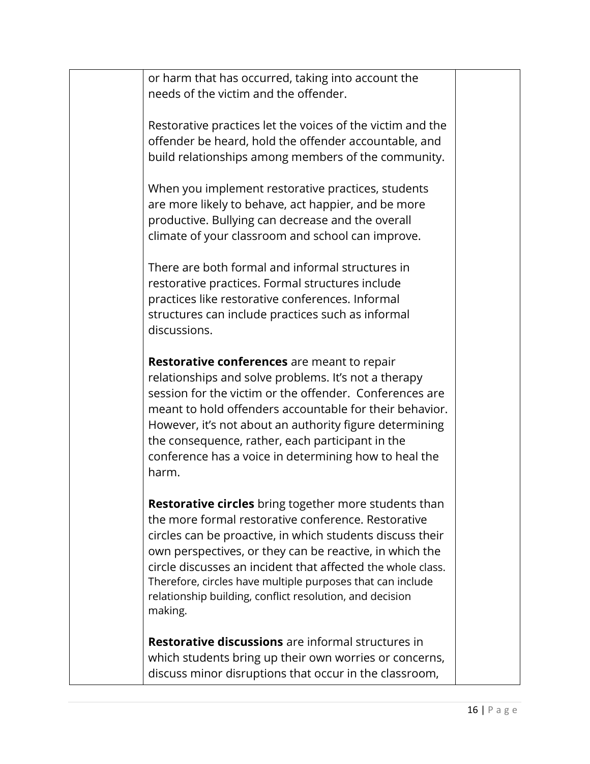| | or harm that has occurred, taking into account the needs of the victim and the offender.<br><br>Restorative practices let the voices of the victim and the offender be heard, hold the offender accountable, and build relationships among members of the community.<br><br>When you implement restorative practices, students are more likely to behave, act happier, and be more productive. Bullying can decrease and the overall climate of your classroom and school can improve.<br><br>There are both formal and informal structures in restorative practices. Formal structures include practices like restorative conferences. Informal structures can include practices such as informal discussions.<br><br>**Restorative conferences** are meant to repair relationships and solve problems. It's not a therapy session for the victim or the offender. Conferences are meant to hold offenders accountable for their behavior. However, it's not about an authority figure determining the consequence, rather, each participant in the conference has a voice in determining how to heal the harm.<br><br>**Restorative circles** bring together more students than the more formal restorative conference. Restorative circles can be proactive, in which students discuss their own perspectives, or they can be reactive, in which the circle discusses an incident that affected the whole class. Therefore, circles have multiple purposes that can include relationship building, conflict resolution, and decision making.<br><br>**Restorative discussions** are informal structures in which students bring up their own worries or concerns, discuss minor disruptions that occur in the classroom, | |
|---|---|---|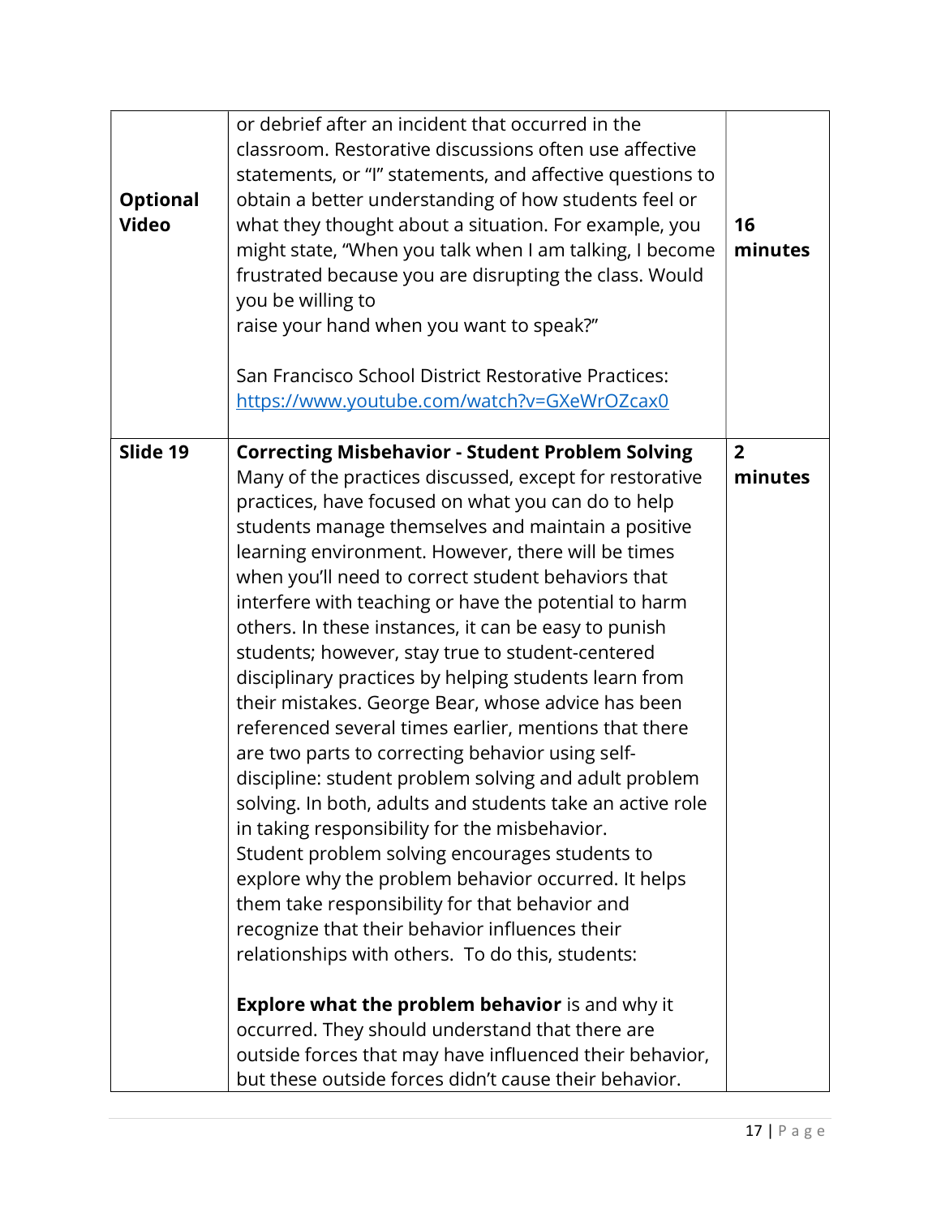| | | |
|---|---|---|
| **Optional Video** | or debrief after an incident that occurred in the classroom. Restorative discussions often use affective statements, or "I" statements, and affective questions to obtain a better understanding of how students feel or what they thought about a situation. For example, you might state, "When you talk when I am talking, I become frustrated because you are disrupting the class. Would you be willing to raise your hand when you want to speak?"<br><br>San Francisco School District Restorative Practices: https://www.youtube.com/watch?v=GXeWrOZcax0 | **16 minutes** |
| **Slide 19** | **Correcting Misbehavior - Student Problem Solving**<br>Many of the practices discussed, except for restorative practices, have focused on what you can do to help students manage themselves and maintain a positive learning environment. However, there will be times when you'll need to correct student behaviors that interfere with teaching or have the potential to harm others. In these instances, it can be easy to punish students; however, stay true to student-centered disciplinary practices by helping students learn from their mistakes. George Bear, whose advice has been referenced several times earlier, mentions that there are two parts to correcting behavior using self-discipline: student problem solving and adult problem solving. In both, adults and students take an active role in taking responsibility for the misbehavior.<br>Student problem solving encourages students to explore why the problem behavior occurred. It helps them take responsibility for that behavior and recognize that their behavior influences their relationships with others. To do this, students:<br><br>**Explore what the problem behavior** is and why it occurred. They should understand that there are outside forces that may have influenced their behavior, but these outside forces didn't cause their behavior. | **2 minutes** |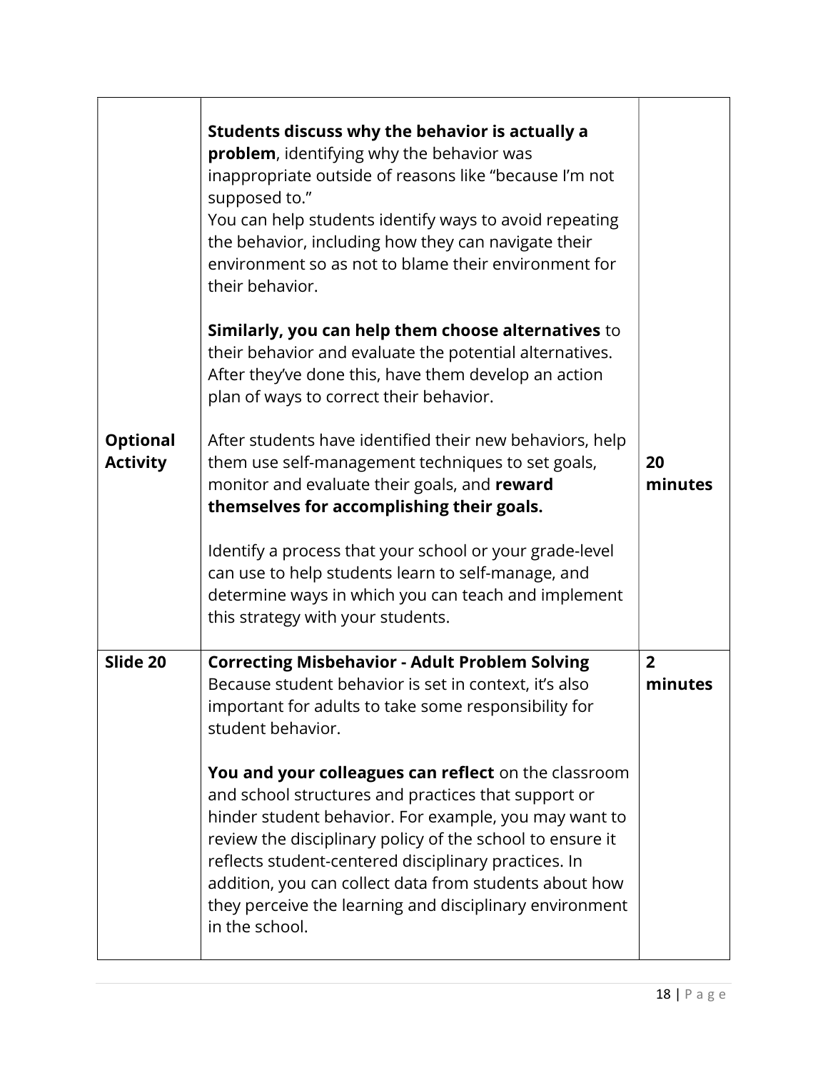| | | |
|---|---|---|
| **Optional Activity** | **Students discuss why the behavior is actually a problem**, identifying why the behavior was inappropriate outside of reasons like "because I'm not supposed to."<br>You can help students identify ways to avoid repeating the behavior, including how they can navigate their environment so as not to blame their environment for their behavior.<br><br>**Similarly, you can help them choose alternatives** to their behavior and evaluate the potential alternatives. After they've done this, have them develop an action plan of ways to correct their behavior.<br><br>After students have identified their new behaviors, help them use self-management techniques to set goals, monitor and evaluate their goals, and **reward themselves for accomplishing their goals.**<br><br>Identify a process that your school or your grade-level can use to help students learn to self-manage, and determine ways in which you can teach and implement this strategy with your students. | **20 minutes** |
| **Slide 20** | **Correcting Misbehavior - Adult Problem Solving**<br>Because student behavior is set in context, it's also important for adults to take some responsibility for student behavior.<br><br>**You and your colleagues can reflect** on the classroom and school structures and practices that support or hinder student behavior. For example, you may want to review the disciplinary policy of the school to ensure it reflects student-centered disciplinary practices. In addition, you can collect data from students about how they perceive the learning and disciplinary environment in the school. | **2 minutes** |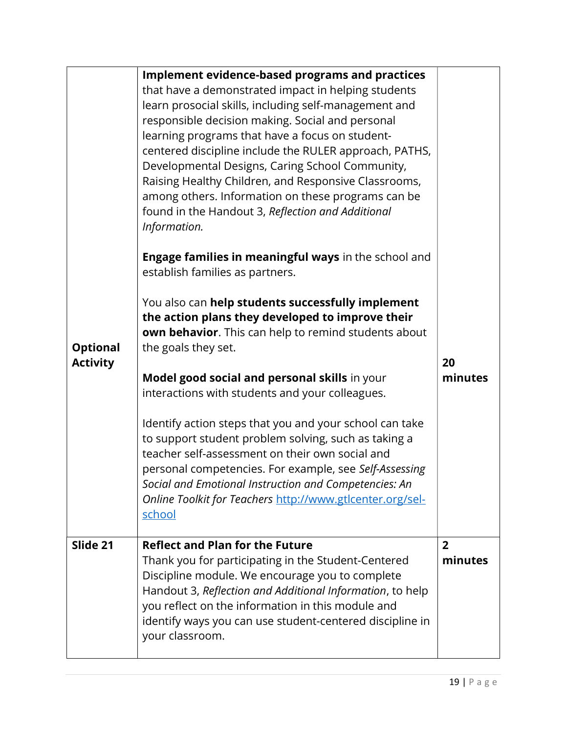| | | |
|---|---|---|
| **Optional Activity** | **Implement evidence-based programs and practices** that have a demonstrated impact in helping students learn prosocial skills, including self-management and responsible decision making. Social and personal learning programs that have a focus on student-centered discipline include the RULER approach, PATHS, Developmental Designs, Caring School Community, Raising Healthy Children, and Responsive Classrooms, among others. Information on these programs can be found in the Handout 3, *Reflection and Additional Information.*<br><br>**Engage families in meaningful ways** in the school and establish families as partners.<br><br>You also can **help students successfully implement the action plans they developed to improve their own behavior**. This can help to remind students about the goals they set.<br><br>**Model good social and personal skills** in your interactions with students and your colleagues.<br><br>Identify action steps that you and your school can take to support student problem solving, such as taking a teacher self-assessment on their own social and personal competencies. For example, see *Self-Assessing Social and Emotional Instruction and Competencies: An Online Toolkit for Teachers* [http://www.gtlcenter.org/sel-school](http://www.gtlcenter.org/sel-school) | **20 minutes** |
| **Slide 21** | **Reflect and Plan for the Future**<br>Thank you for participating in the Student-Centered Discipline module. We encourage you to complete Handout 3, *Reflection and Additional Information*, to help you reflect on the information in this module and identify ways you can use student-centered discipline in your classroom. | **2 minutes** |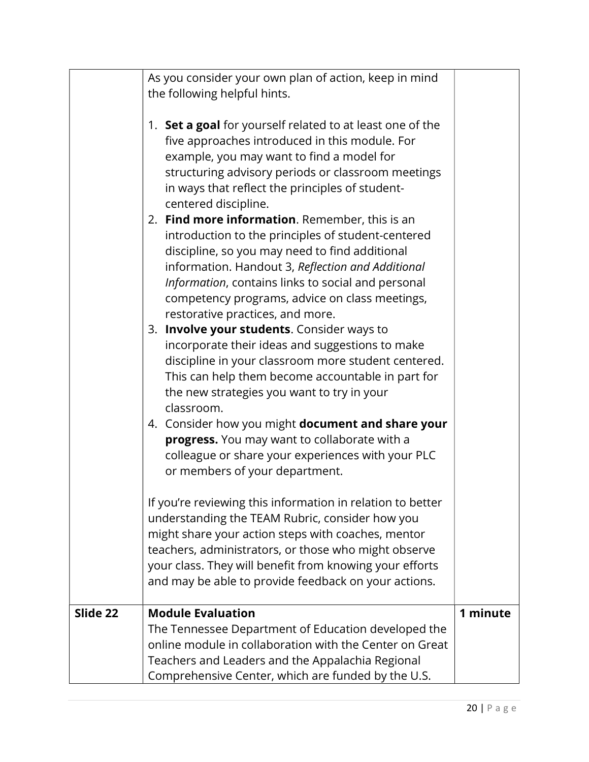| | | |
|---|---|---|
| | As you consider your own plan of action, keep in mind the following helpful hints.<br><br>1. **Set a goal** for yourself related to at least one of the five approaches introduced in this module. For example, you may want to find a model for structuring advisory periods or classroom meetings in ways that reflect the principles of student-centered discipline.<br>2. **Find more information**. Remember, this is an introduction to the principles of student-centered discipline, so you may need to find additional information. Handout 3, *Reflection and Additional Information*, contains links to social and personal competency programs, advice on class meetings, restorative practices, and more.<br>3. **Involve your students**. Consider ways to incorporate their ideas and suggestions to make discipline in your classroom more student centered. This can help them become accountable in part for the new strategies you want to try in your classroom.<br>4. Consider how you might **document and share your progress.** You may want to collaborate with a colleague or share your experiences with your PLC or members of your department.<br><br>If you're reviewing this information in relation to better understanding the TEAM Rubric, consider how you might share your action steps with coaches, mentor teachers, administrators, or those who might observe your class. They will benefit from knowing your efforts and may be able to provide feedback on your actions. | |
| **Slide 22** | **Module Evaluation**<br>The Tennessee Department of Education developed the online module in collaboration with the Center on Great Teachers and Leaders and the Appalachia Regional Comprehensive Center, which are funded by the U.S. | **1 minute** |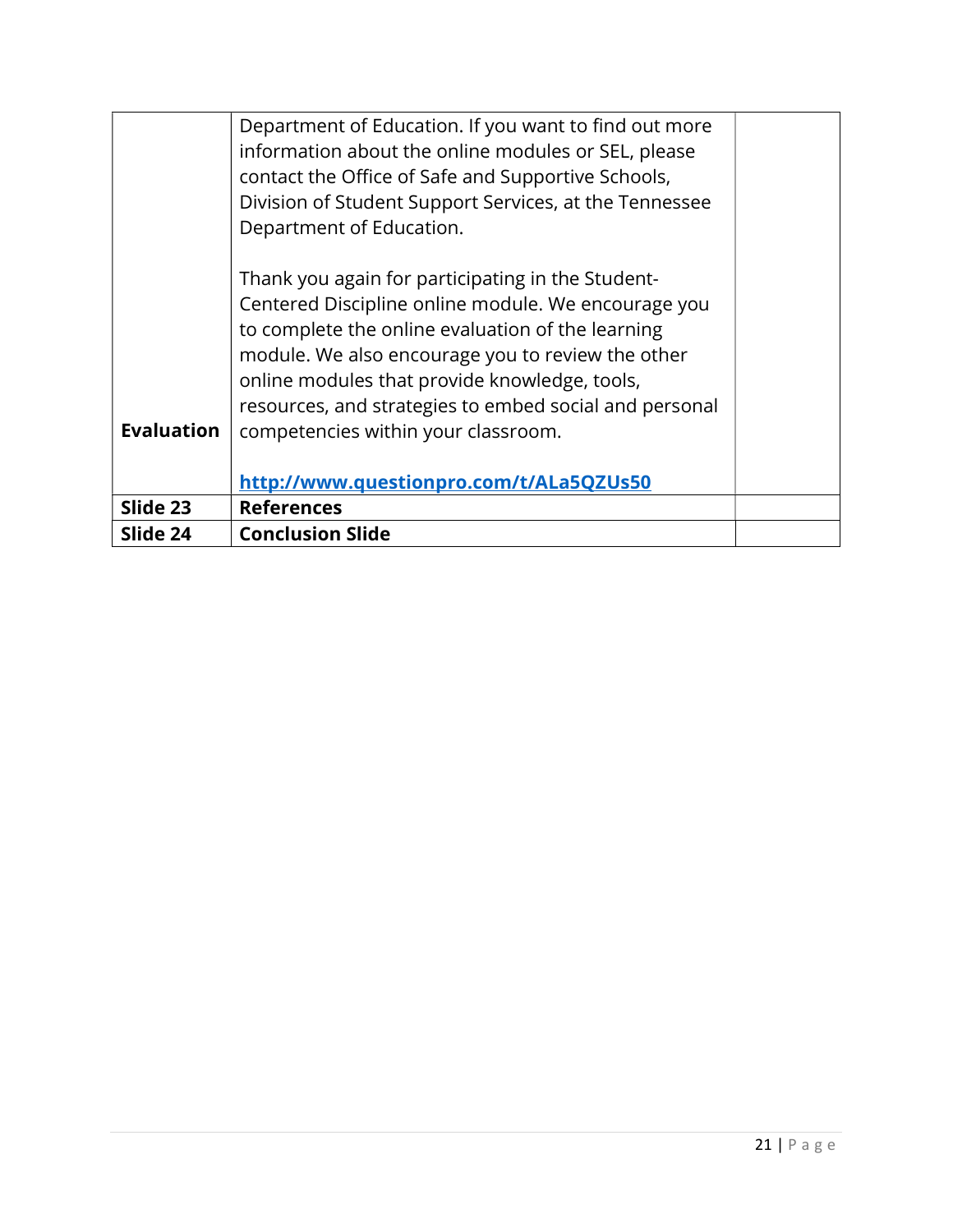| | | |
|---|---|---|
| **Evaluation** | Department of Education. If you want to find out more information about the online modules or SEL, please contact the Office of Safe and Supportive Schools, Division of Student Support Services, at the Tennessee Department of Education.<br><br>Thank you again for participating in the Student-Centered Discipline online module. We encourage you to complete the online evaluation of the learning module. We also encourage you to review the other online modules that provide knowledge, tools, resources, and strategies to embed social and personal competencies within your classroom.<br><br>**http://www.questionpro.com/t/ALa5QZUs50** | |
| **Slide 23** | **References** | |
| **Slide 24** | **Conclusion Slide** | |